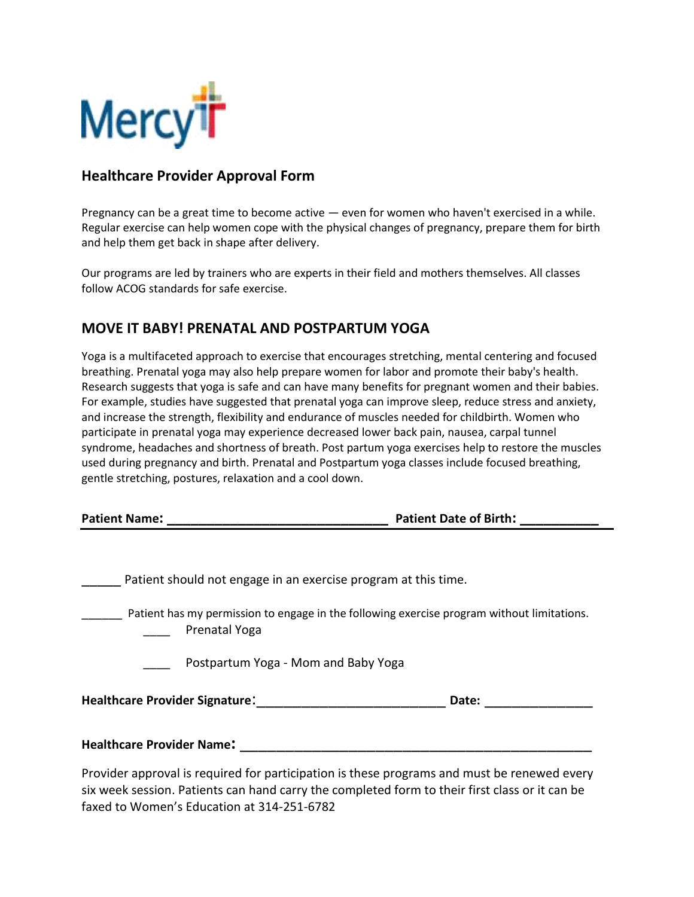Mercy

## Healthcare Provider Approval Form

Pregnancy can be a great time to become active — even for women who haven't exercised in a while. Regular exercise can help women cope with the physical changes of pregnancy, prepare them for birth and help them get back in shape after delivery.

Our programs are led by trainers who are experts in their field and mothers themselves. All classes follow ACOG standards for safe exercise.

## MOVE IT BABY! PRENATAL AND POSTPARTUM YOGA

Yoga is a multifaceted approach to exercise that encourages stretching, mental centering and focused breathing. Prenatal yoga may also help prepare women for labor and promote their baby's health. Research suggests that yoga is safe and can have many benefits for pregnant women and their babies. For example, studies have suggested that prenatal yoga can improve sleep, reduce stress and anxiety, and increase the strength, flexibility and endurance of muscles needed for childbirth. Women who participate in prenatal yoga may experience decreased lower back pain, nausea, carpal tunnel syndrome, headaches and shortness of breath. Post partum yoga exercises help to restore the muscles used during pregnancy and birth. Prenatal and Postpartum yoga classes include focused breathing, gentle stretching, postures, relaxation and a cool down.

**Patient Name: _______________________________ Patient Date of Birth: ___________**

______ Patient should not engage in an exercise program at this time.

______ Patient has my permission to engage in the following exercise program without limitations.

- ____ Prenatal Yoga
- ____ Postpartum Yoga - Mom and Baby Yoga

**Healthcare Provider Signature:** ___________________________ **Date:** _______________

**Healthcare Provider Name:** ____________________________________________________

Provider approval is required for participation is these programs and must be renewed every six week session. Patients can hand carry the completed form to their first class or it can be faxed to Women's Education at 314-251-6782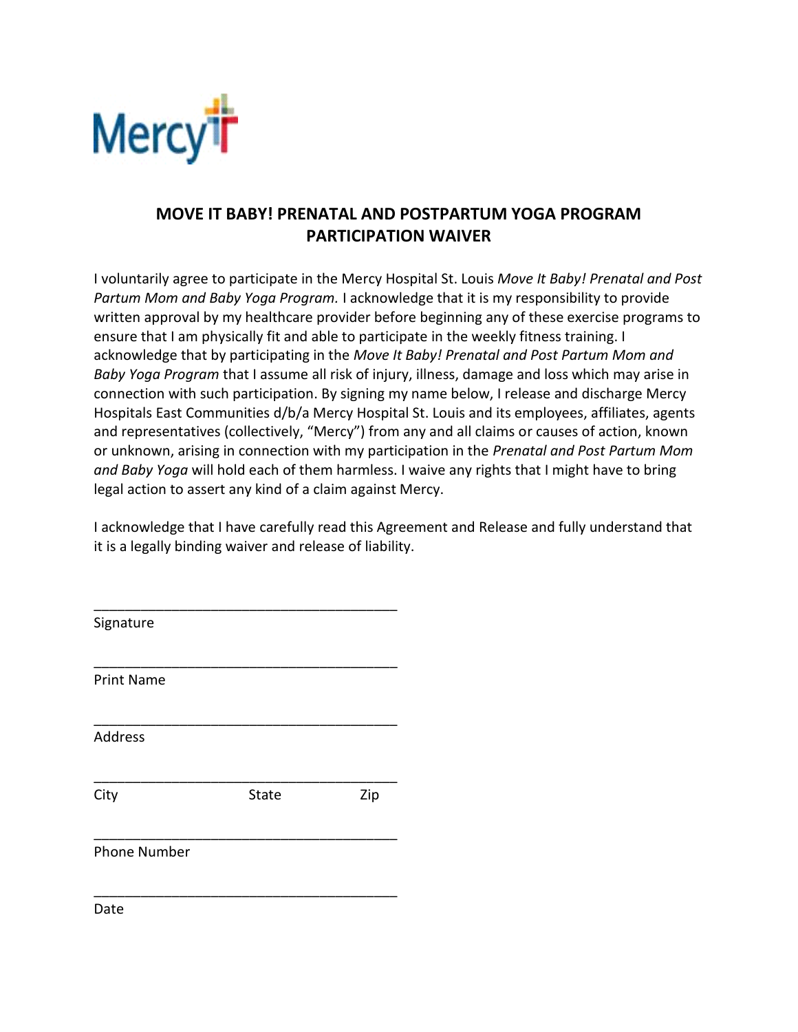Mercy

## MOVE IT BABY! PRENATAL AND POSTPARTUM YOGA PROGRAM PARTICIPATION WAIVER

I voluntarily agree to participate in the Mercy Hospital St. Louis *Move It Baby! Prenatal and Post Partum Mom and Baby Yoga Program.* I acknowledge that it is my responsibility to provide written approval by my healthcare provider before beginning any of these exercise programs to ensure that I am physically fit and able to participate in the weekly fitness training. I acknowledge that by participating in the *Move It Baby! Prenatal and Post Partum Mom and Baby Yoga Program* that I assume all risk of injury, illness, damage and loss which may arise in connection with such participation. By signing my name below, I release and discharge Mercy Hospitals East Communities d/b/a Mercy Hospital St. Louis and its employees, affiliates, agents and representatives (collectively, "Mercy") from any and all claims or causes of action, known or unknown, arising in connection with my participation in the *Prenatal and Post Partum Mom and Baby Yoga* will hold each of them harmless. I waive any rights that I might have to bring legal action to assert any kind of a claim against Mercy.

I acknowledge that I have carefully read this Agreement and Release and fully understand that it is a legally binding waiver and release of liability.

_______________________________________
Signature

_______________________________________
Print Name

_______________________________________
Address

_______________________________________
City State Zip

_______________________________________
Phone Number

_______________________________________
Date